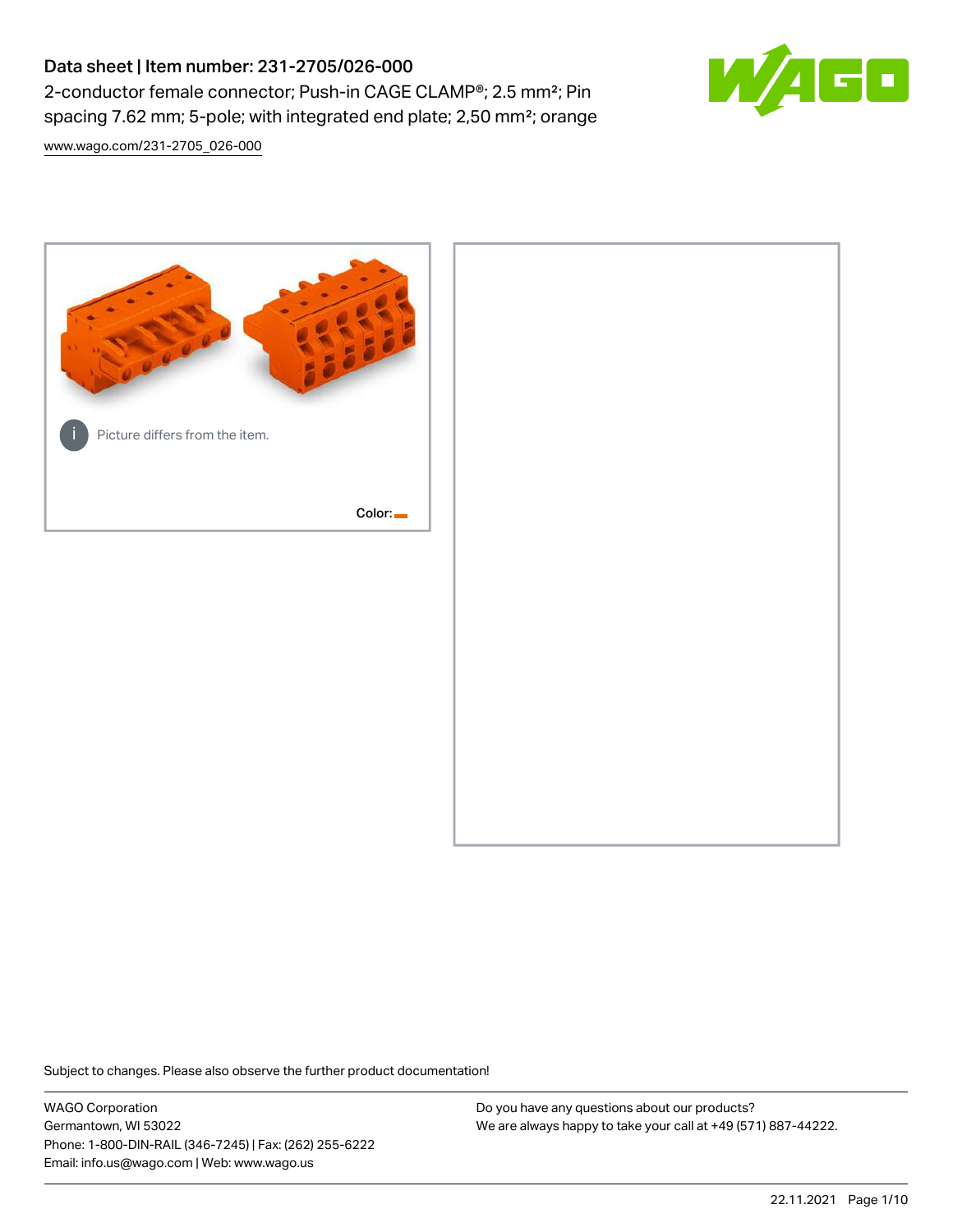# Data sheet | Item number: 231-2705/026-000

2-conductor female connector; Push-in CAGE CLAMP®; 2.5 mm²; Pin spacing 7.62 mm; 5-pole; with integrated end plate; 2,50 mm²; orange

www.wago.com/231-2705_026-000

Picture differs from the item.

Color:

Subject to changes. Please also observe the further product documentation!

WAGO Corporation
Germantown, WI 53022
Phone: 1-800-DIN-RAIL (346-7245) | Fax: (262) 255-6222
Email: info.us@wago.com | Web: www.wago.us

Do you have any questions about our products?
We are always happy to take your call at +49 (571) 887-44222.

22.11.2021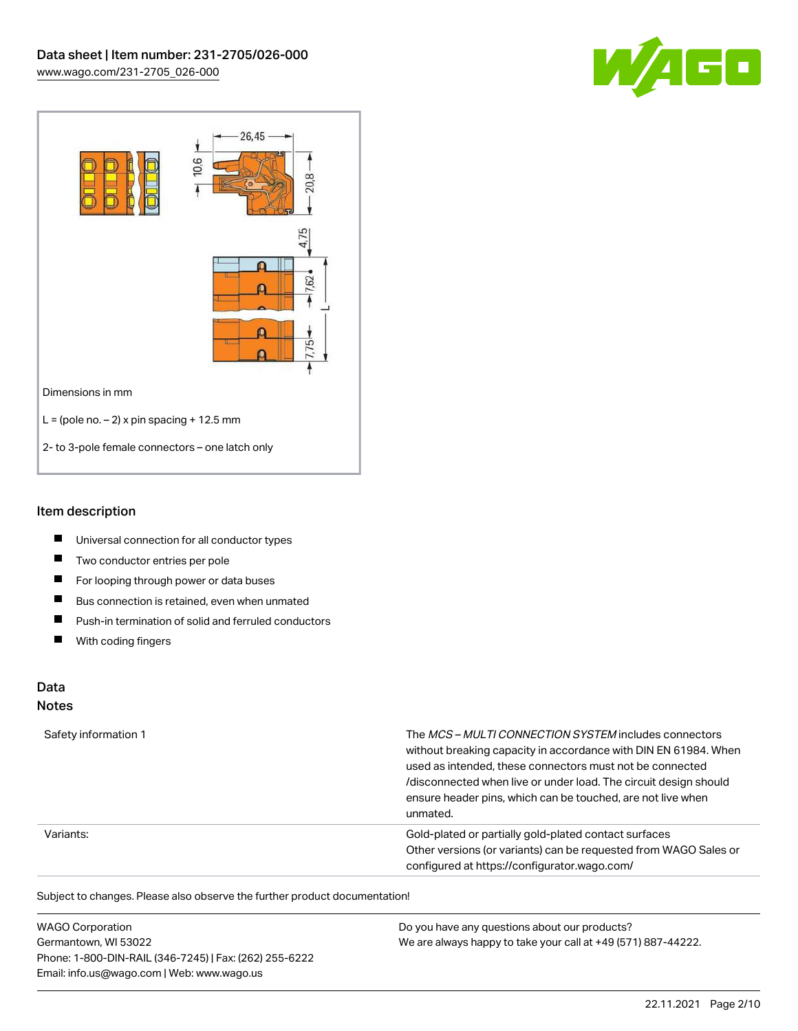Dimensions in mm

L = (pole no. – 2) x pin spacing + 12.5 mm

2- to 3-pole female connectors – one latch only

## Item description

- Universal connection for all conductor types
- Two conductor entries per pole
- For looping through power or data buses
- Bus connection is retained, even when unmated
- Push-in termination of solid and ferruled conductors
- With coding fingers

## Data

### Notes

| | |
|---|---|
| Safety information 1 | The *MCS – MULTI CONNECTION SYSTEM* includes connectors without breaking capacity in accordance with DIN EN 61984. When used as intended, these connectors must not be connected /disconnected when live or under load. The circuit design should ensure header pins, which can be touched, are not live when unmated. |
| Variants: | Gold-plated or partially gold-plated contact surfaces<br>Other versions (or variants) can be requested from WAGO Sales or configured at https://configurator.wago.com/ |

Subject to changes. Please also observe the further product documentation!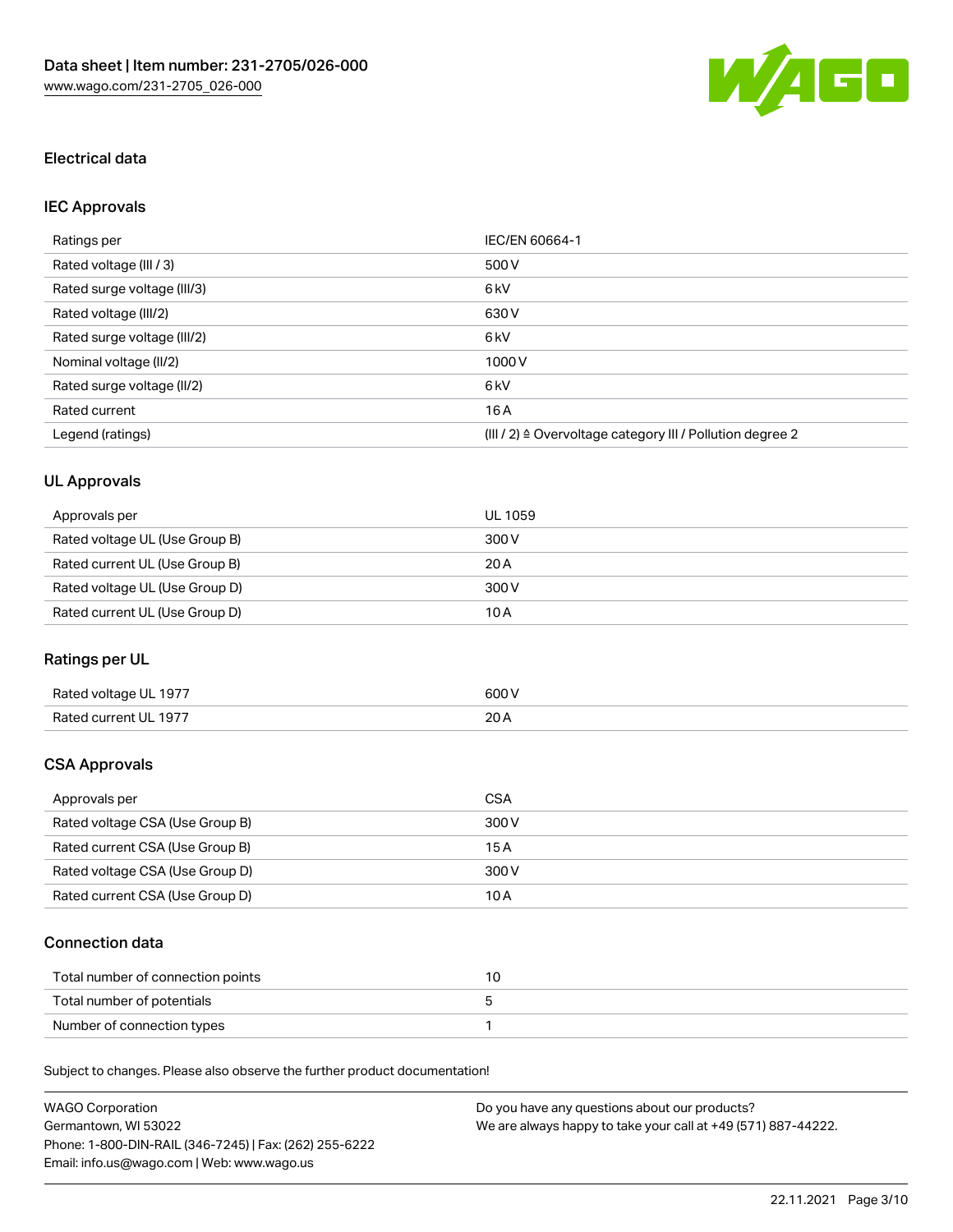## Electrical data

### IEC Approvals

| | |
|---|---|
| Ratings per | IEC/EN 60664-1 |
| Rated voltage (III / 3) | 500 V |
| Rated surge voltage (III/3) | 6 kV |
| Rated voltage (III/2) | 630 V |
| Rated surge voltage (III/2) | 6 kV |
| Nominal voltage (II/2) | 1000 V |
| Rated surge voltage (II/2) | 6 kV |
| Rated current | 16 A |
| Legend (ratings) | (III / 2) ≙ Overvoltage category III / Pollution degree 2 |

### UL Approvals

| | |
|---|---|
| Approvals per | UL 1059 |
| Rated voltage UL (Use Group B) | 300 V |
| Rated current UL (Use Group B) | 20 A |
| Rated voltage UL (Use Group D) | 300 V |
| Rated current UL (Use Group D) | 10 A |

### Ratings per UL

| | |
|---|---|
| Rated voltage UL 1977 | 600 V |
| Rated current UL 1977 | 20 A |

### CSA Approvals

| | |
|---|---|
| Approvals per | CSA |
| Rated voltage CSA (Use Group B) | 300 V |
| Rated current CSA (Use Group B) | 15 A |
| Rated voltage CSA (Use Group D) | 300 V |
| Rated current CSA (Use Group D) | 10 A |

### Connection data

| | |
|---|---|
| Total number of connection points | 10 |
| Total number of potentials | 5 |
| Number of connection types | 1 |

Subject to changes. Please also observe the further product documentation!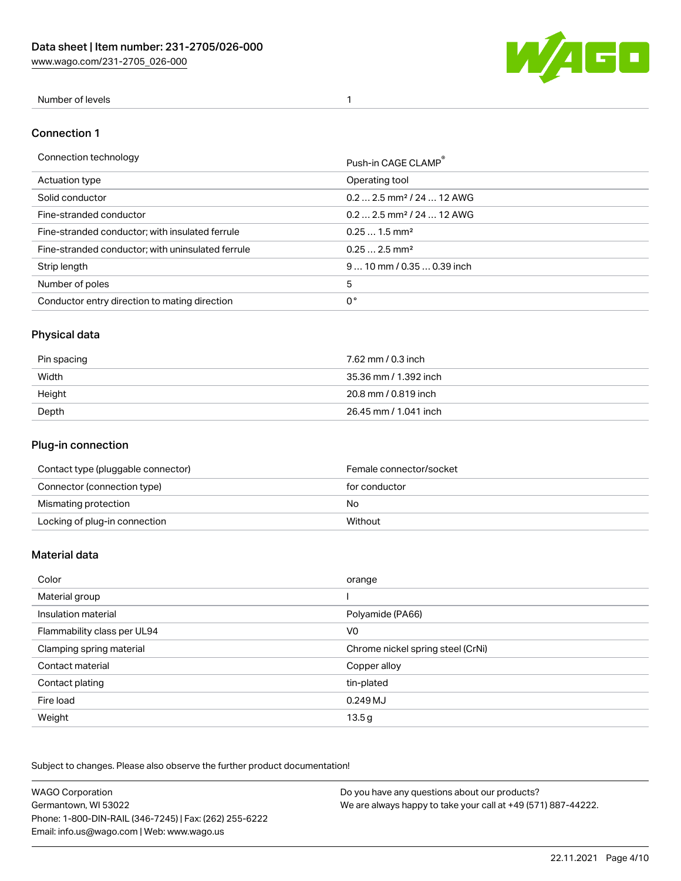| Number of levels | 1 |
| --- | --- |

## Connection 1

| Connection technology | Push-in CAGE CLAMP® |
| --- | --- |
| Actuation type | Operating tool |
| Solid conductor | 0.2 … 2.5 mm² / 24 … 12 AWG |
| Fine-stranded conductor | 0.2 … 2.5 mm² / 24 … 12 AWG |
| Fine-stranded conductor; with insulated ferrule | 0.25 … 1.5 mm² |
| Fine-stranded conductor; with uninsulated ferrule | 0.25 … 2.5 mm² |
| Strip length | 9 … 10 mm / 0.35 … 0.39 inch |
| Number of poles | 5 |
| Conductor entry direction to mating direction | 0 ° |

## Physical data

| Pin spacing | 7.62 mm / 0.3 inch |
| --- | --- |
| Width | 35.36 mm / 1.392 inch |
| Height | 20.8 mm / 0.819 inch |
| Depth | 26.45 mm / 1.041 inch |

## Plug-in connection

| Contact type (pluggable connector) | Female connector/socket |
| --- | --- |
| Connector (connection type) | for conductor |
| Mismating protection | No |
| Locking of plug-in connection | Without |

## Material data

| Color | orange |
| --- | --- |
| Material group | I |
| Insulation material | Polyamide (PA66) |
| Flammability class per UL94 | V0 |
| Clamping spring material | Chrome nickel spring steel (CrNi) |
| Contact material | Copper alloy |
| Contact plating | tin-plated |
| Fire load | 0.249 MJ |
| Weight | 13.5 g |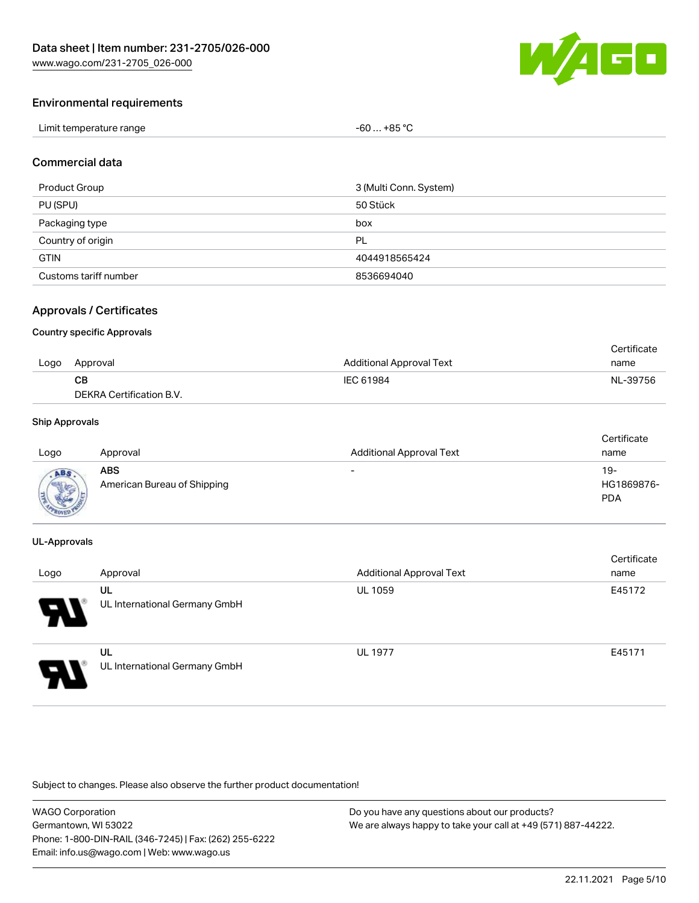## Environmental requirements

| | |
|---|---|
| Limit temperature range | -60 … +85 °C |

## Commercial data

| | |
|---|---|
| Product Group | 3 (Multi Conn. System) |
| PU (SPU) | 50 Stück |
| Packaging type | box |
| Country of origin | PL |
| GTIN | 4044918565424 |
| Customs tariff number | 8536694040 |

## Approvals / Certificates

### Country specific Approvals

| Logo | Approval | Additional Approval Text | Certificate name |
|---|---|---|---|
| | **CB**<br>DEKRA Certification B.V. | IEC 61984 | NL-39756 |

### Ship Approvals

| Logo | Approval | Additional Approval Text | Certificate name |
|---|---|---|---|
| | **ABS**<br>American Bureau of Shipping | - | 19-HG1869876-PDA |

### UL-Approvals

| Logo | Approval | Additional Approval Text | Certificate name |
|---|---|---|---|
| | **UL**<br>UL International Germany GmbH | UL 1059 | E45172 |
| | **UL**<br>UL International Germany GmbH | UL 1977 | E45171 |

Subject to changes. Please also observe the further product documentation!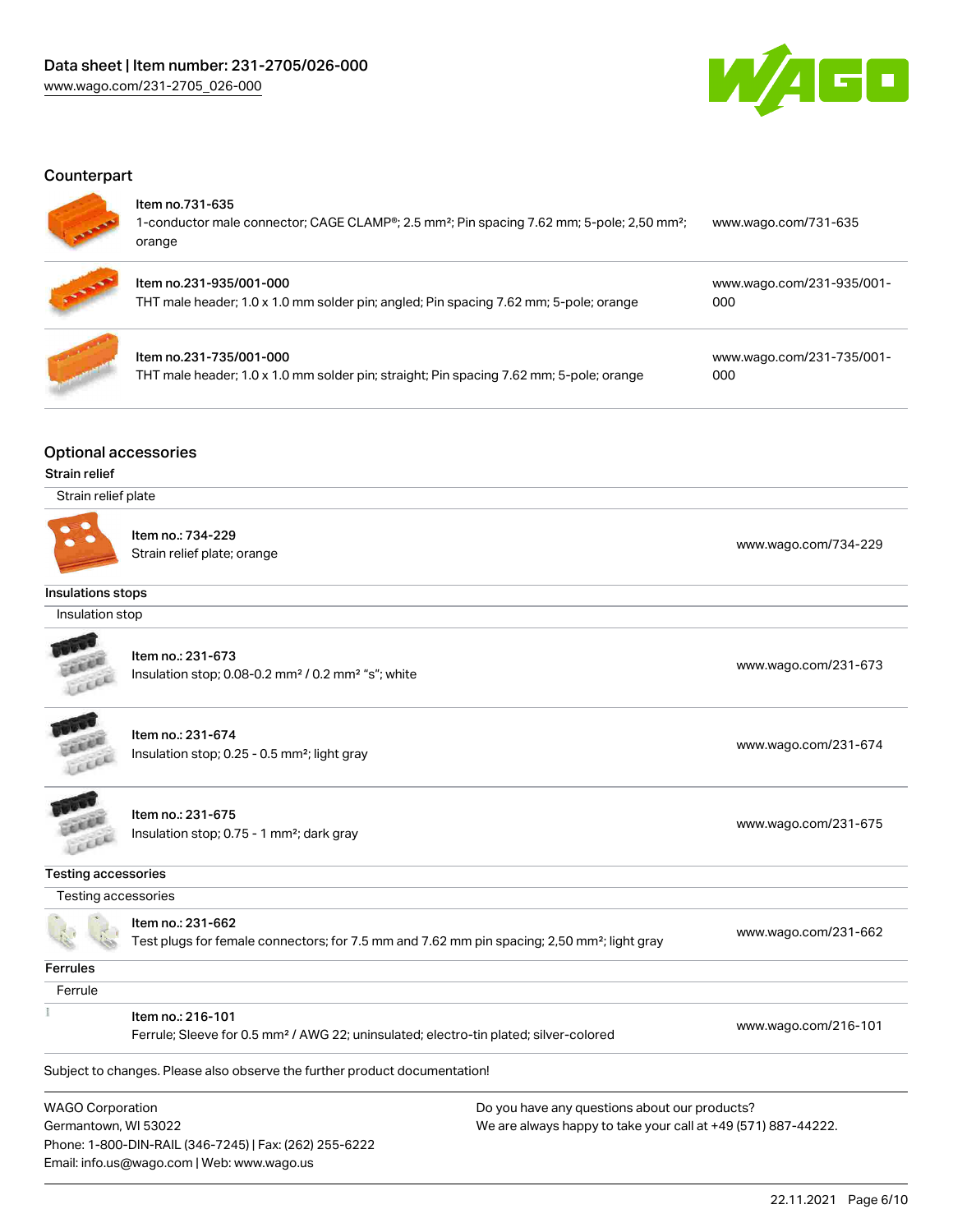## Counterpart

| | | |
|---|---|---|
| Item no.731-635 | 1-conductor male connector; CAGE CLAMP®; 2.5 mm²; Pin spacing 7.62 mm; 5-pole; 2,50 mm²; orange | www.wago.com/731-635 |
| Item no.231-935/001-000 | THT male header; 1.0 x 1.0 mm solder pin; angled; Pin spacing 7.62 mm; 5-pole; orange | www.wago.com/231-935/001-000 |
| Item no.231-735/001-000 | THT male header; 1.0 x 1.0 mm solder pin; straight; Pin spacing 7.62 mm; 5-pole; orange | www.wago.com/231-735/001-000 |

## Optional accessories

### Strain relief

Strain relief plate

| | |
|---|---|
| Item no.: 734-229<br>Strain relief plate; orange | www.wago.com/734-229 |

### Insulations stops

Insulation stop

| | |
|---|---|
| Item no.: 231-673<br>Insulation stop; 0.08-0.2 mm² / 0.2 mm² "s"; white | www.wago.com/231-673 |
| Item no.: 231-674<br>Insulation stop; 0.25 - 0.5 mm²; light gray | www.wago.com/231-674 |
| Item no.: 231-675<br>Insulation stop; 0.75 - 1 mm²; dark gray | www.wago.com/231-675 |

### Testing accessories

Testing accessories

| | |
|---|---|
| Item no.: 231-662<br>Test plugs for female connectors; for 7.5 mm and 7.62 mm pin spacing; 2,50 mm²; light gray | www.wago.com/231-662 |

### Ferrules

Ferrule

| | |
|---|---|
| Item no.: 216-101<br>Ferrule; Sleeve for 0.5 mm² / AWG 22; uninsulated; electro-tin plated; silver-colored | www.wago.com/216-101 |

Subject to changes. Please also observe the further product documentation!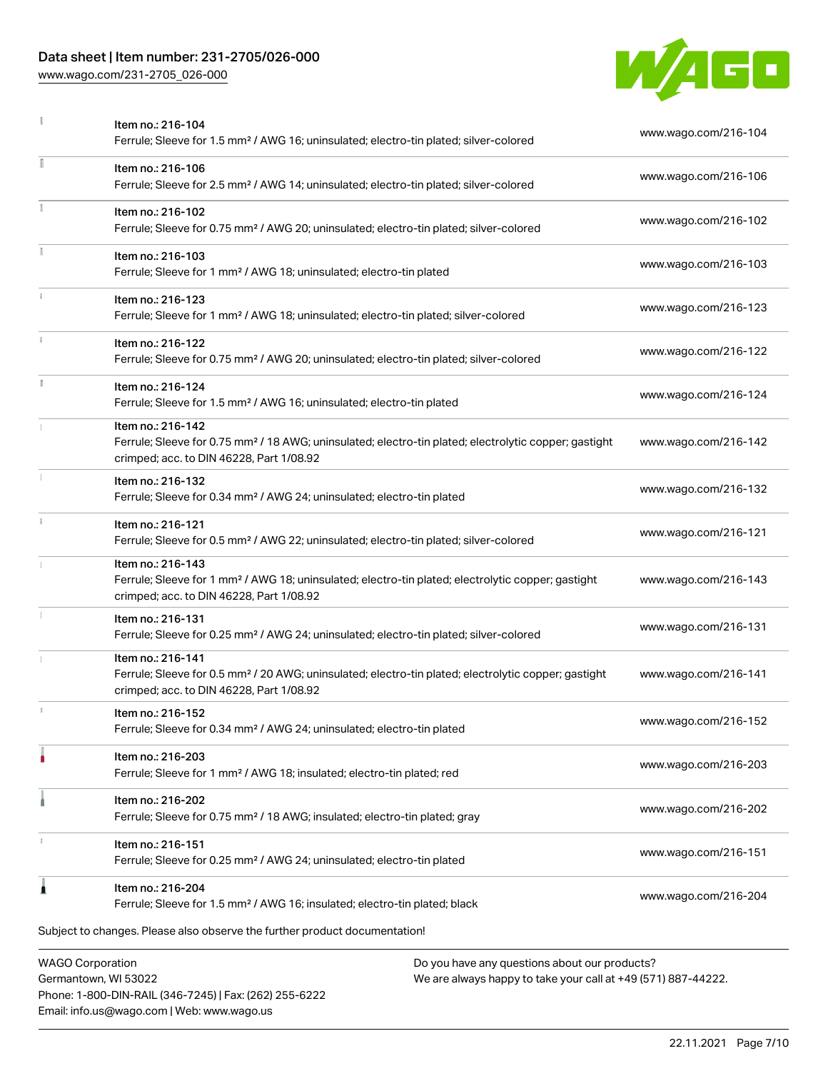| | | |
|---|---|---|
| | Item no.: 216-104<br>Ferrule; Sleeve for 1.5 mm² / AWG 16; uninsulated; electro-tin plated; silver-colored | www.wago.com/216-104 |
| | Item no.: 216-106<br>Ferrule; Sleeve for 2.5 mm² / AWG 14; uninsulated; electro-tin plated; silver-colored | www.wago.com/216-106 |
| | Item no.: 216-102<br>Ferrule; Sleeve for 0.75 mm² / AWG 20; uninsulated; electro-tin plated; silver-colored | www.wago.com/216-102 |
| | Item no.: 216-103<br>Ferrule; Sleeve for 1 mm² / AWG 18; uninsulated; electro-tin plated | www.wago.com/216-103 |
| | Item no.: 216-123<br>Ferrule; Sleeve for 1 mm² / AWG 18; uninsulated; electro-tin plated; silver-colored | www.wago.com/216-123 |
| | Item no.: 216-122<br>Ferrule; Sleeve for 0.75 mm² / AWG 20; uninsulated; electro-tin plated; silver-colored | www.wago.com/216-122 |
| | Item no.: 216-124<br>Ferrule; Sleeve for 1.5 mm² / AWG 16; uninsulated; electro-tin plated | www.wago.com/216-124 |
| | Item no.: 216-142<br>Ferrule; Sleeve for 0.75 mm² / 18 AWG; uninsulated; electro-tin plated; electrolytic copper; gastight crimped; acc. to DIN 46228, Part 1/08.92 | www.wago.com/216-142 |
| | Item no.: 216-132<br>Ferrule; Sleeve for 0.34 mm² / AWG 24; uninsulated; electro-tin plated | www.wago.com/216-132 |
| | Item no.: 216-121<br>Ferrule; Sleeve for 0.5 mm² / AWG 22; uninsulated; electro-tin plated; silver-colored | www.wago.com/216-121 |
| | Item no.: 216-143<br>Ferrule; Sleeve for 1 mm² / AWG 18; uninsulated; electro-tin plated; electrolytic copper; gastight crimped; acc. to DIN 46228, Part 1/08.92 | www.wago.com/216-143 |
| | Item no.: 216-131<br>Ferrule; Sleeve for 0.25 mm² / AWG 24; uninsulated; electro-tin plated; silver-colored | www.wago.com/216-131 |
| | Item no.: 216-141<br>Ferrule; Sleeve for 0.5 mm² / 20 AWG; uninsulated; electro-tin plated; electrolytic copper; gastight crimped; acc. to DIN 46228, Part 1/08.92 | www.wago.com/216-141 |
| | Item no.: 216-152<br>Ferrule; Sleeve for 0.34 mm² / AWG 24; uninsulated; electro-tin plated | www.wago.com/216-152 |
| | Item no.: 216-203<br>Ferrule; Sleeve for 1 mm² / AWG 18; insulated; electro-tin plated; red | www.wago.com/216-203 |
| | Item no.: 216-202<br>Ferrule; Sleeve for 0.75 mm² / 18 AWG; insulated; electro-tin plated; gray | www.wago.com/216-202 |
| | Item no.: 216-151<br>Ferrule; Sleeve for 0.25 mm² / AWG 24; uninsulated; electro-tin plated | www.wago.com/216-151 |
| | Item no.: 216-204<br>Ferrule; Sleeve for 1.5 mm² / AWG 16; insulated; electro-tin plated; black | www.wago.com/216-204 |

Subject to changes. Please also observe the further product documentation!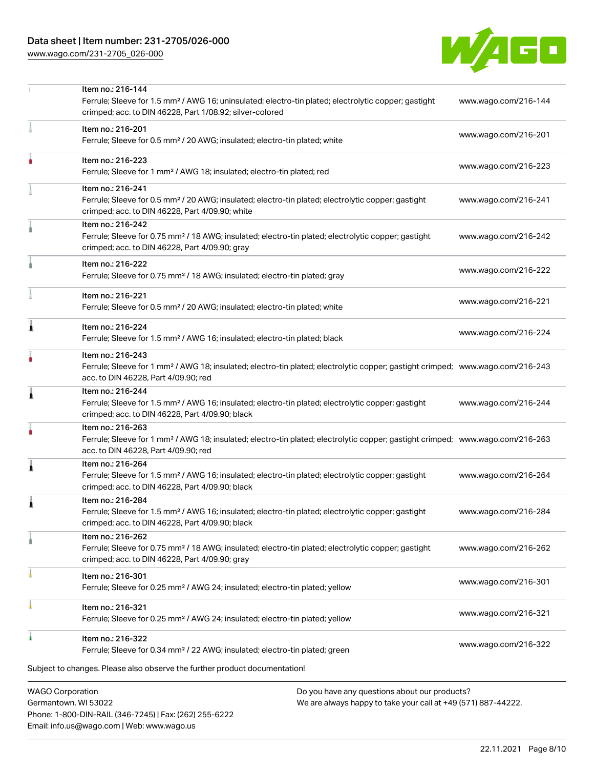| Item | Description | Link |
|---|---|---|
| Item no.: 216-144 | Ferrule; Sleeve for 1.5 mm² / AWG 16; uninsulated; electro-tin plated; electrolytic copper; gastight crimped; acc. to DIN 46228, Part 1/08.92; silver-colored | www.wago.com/216-144 |
| Item no.: 216-201 | Ferrule; Sleeve for 0.5 mm² / 20 AWG; insulated; electro-tin plated; white | www.wago.com/216-201 |
| Item no.: 216-223 | Ferrule; Sleeve for 1 mm² / AWG 18; insulated; electro-tin plated; red | www.wago.com/216-223 |
| Item no.: 216-241 | Ferrule; Sleeve for 0.5 mm² / 20 AWG; insulated; electro-tin plated; electrolytic copper; gastight crimped; acc. to DIN 46228, Part 4/09.90; white | www.wago.com/216-241 |
| Item no.: 216-242 | Ferrule; Sleeve for 0.75 mm² / 18 AWG; insulated; electro-tin plated; electrolytic copper; gastight crimped; acc. to DIN 46228, Part 4/09.90; gray | www.wago.com/216-242 |
| Item no.: 216-222 | Ferrule; Sleeve for 0.75 mm² / 18 AWG; insulated; electro-tin plated; gray | www.wago.com/216-222 |
| Item no.: 216-221 | Ferrule; Sleeve for 0.5 mm² / 20 AWG; insulated; electro-tin plated; white | www.wago.com/216-221 |
| Item no.: 216-224 | Ferrule; Sleeve for 1.5 mm² / AWG 16; insulated; electro-tin plated; black | www.wago.com/216-224 |
| Item no.: 216-243 | Ferrule; Sleeve for 1 mm² / AWG 18; insulated; electro-tin plated; electrolytic copper; gastight crimped; acc. to DIN 46228, Part 4/09.90; red | www.wago.com/216-243 |
| Item no.: 216-244 | Ferrule; Sleeve for 1.5 mm² / AWG 16; insulated; electro-tin plated; electrolytic copper; gastight crimped; acc. to DIN 46228, Part 4/09.90; black | www.wago.com/216-244 |
| Item no.: 216-263 | Ferrule; Sleeve for 1 mm² / AWG 18; insulated; electro-tin plated; electrolytic copper; gastight crimped; acc. to DIN 46228, Part 4/09.90; red | www.wago.com/216-263 |
| Item no.: 216-264 | Ferrule; Sleeve for 1.5 mm² / AWG 16; insulated; electro-tin plated; electrolytic copper; gastight crimped; acc. to DIN 46228, Part 4/09.90; black | www.wago.com/216-264 |
| Item no.: 216-284 | Ferrule; Sleeve for 1.5 mm² / AWG 16; insulated; electro-tin plated; electrolytic copper; gastight crimped; acc. to DIN 46228, Part 4/09.90; black | www.wago.com/216-284 |
| Item no.: 216-262 | Ferrule; Sleeve for 0.75 mm² / 18 AWG; insulated; electro-tin plated; electrolytic copper; gastight crimped; acc. to DIN 46228, Part 4/09.90; gray | www.wago.com/216-262 |
| Item no.: 216-301 | Ferrule; Sleeve for 0.25 mm² / AWG 24; insulated; electro-tin plated; yellow | www.wago.com/216-301 |
| Item no.: 216-321 | Ferrule; Sleeve for 0.25 mm² / AWG 24; insulated; electro-tin plated; yellow | www.wago.com/216-321 |
| Item no.: 216-322 | Ferrule; Sleeve for 0.34 mm² / 22 AWG; insulated; electro-tin plated; green | www.wago.com/216-322 |

Subject to changes. Please also observe the further product documentation!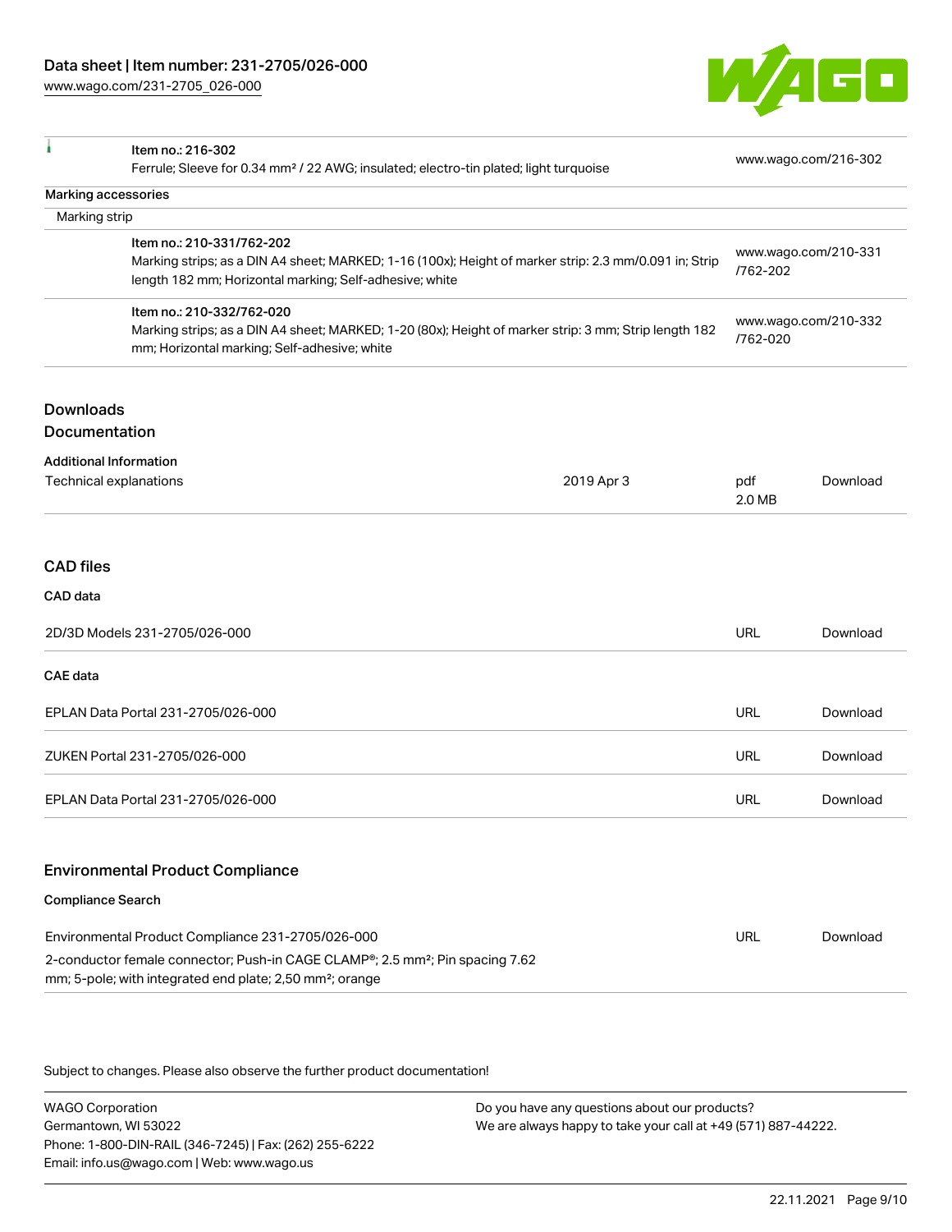| | | |
|---|---|---|
| | Item no.: 216-302<br>Ferrule; Sleeve for 0.34 mm² / 22 AWG; insulated; electro-tin plated; light turquoise | www.wago.com/216-302 |

Marking accessories

Marking strip

| | | |
|---|---|---|
| | Item no.: 210-331/762-202<br>Marking strips; as a DIN A4 sheet; MARKED; 1-16 (100x); Height of marker strip: 2.3 mm/0.091 in; Strip length 182 mm; Horizontal marking; Self-adhesive; white | www.wago.com/210-331/762-202 |
| | Item no.: 210-332/762-020<br>Marking strips; as a DIN A4 sheet; MARKED; 1-20 (80x); Height of marker strip: 3 mm; Strip length 182 mm; Horizontal marking; Self-adhesive; white | www.wago.com/210-332/762-020 |

## Downloads

### Documentation

**Additional Information**

| | | | |
|---|---|---|---|
| Technical explanations | 2019 Apr 3 | pdf<br>2.0 MB | Download |

### CAD files

**CAD data**

| | | |
|---|---|---|
| 2D/3D Models 231-2705/026-000 | URL | Download |

**CAE data**

| | | |
|---|---|---|
| EPLAN Data Portal 231-2705/026-000 | URL | Download |
| ZUKEN Portal 231-2705/026-000 | URL | Download |
| EPLAN Data Portal 231-2705/026-000 | URL | Download |

### Environmental Product Compliance

**Compliance Search**

| | | |
|---|---|---|
| Environmental Product Compliance 231-2705/026-000<br>2-conductor female connector; Push-in CAGE CLAMP®; 2.5 mm²; Pin spacing 7.62 mm; 5-pole; with integrated end plate; 2,50 mm²; orange | URL | Download |

Subject to changes. Please also observe the further product documentation!

WAGO Corporation
Germantown, WI 53022
Phone: 1-800-DIN-RAIL (346-7245) | Fax: (262) 255-6222
Email: info.us@wago.com | Web: www.wago.us

Do you have any questions about our products?
We are always happy to take your call at +49 (571) 887-44222.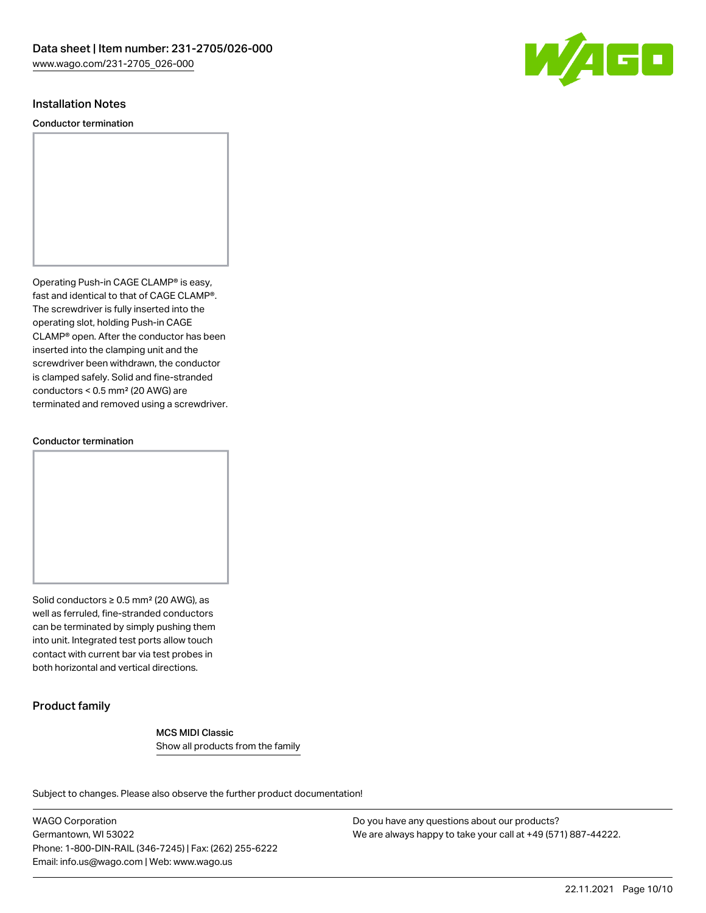## Installation Notes

### Conductor termination

Operating Push-in CAGE CLAMP® is easy, fast and identical to that of CAGE CLAMP®. The screwdriver is fully inserted into the operating slot, holding Push-in CAGE CLAMP® open. After the conductor has been inserted into the clamping unit and the screwdriver been withdrawn, the conductor is clamped safely. Solid and fine-stranded conductors < 0.5 mm² (20 AWG) are terminated and removed using a screwdriver.

### Conductor termination

Solid conductors ≥ 0.5 mm² (20 AWG), as well as ferruled, fine-stranded conductors can be terminated by simply pushing them into unit. Integrated test ports allow touch contact with current bar via test probes in both horizontal and vertical directions.

## Product family

MCS MIDI Classic
Show all products from the family

Subject to changes. Please also observe the further product documentation!

WAGO Corporation
Germantown, WI 53022
Phone: 1-800-DIN-RAIL (346-7245) | Fax: (262) 255-6222
Email: info.us@wago.com | Web: www.wago.us

Do you have any questions about our products?
We are always happy to take your call at +49 (571) 887-44222.